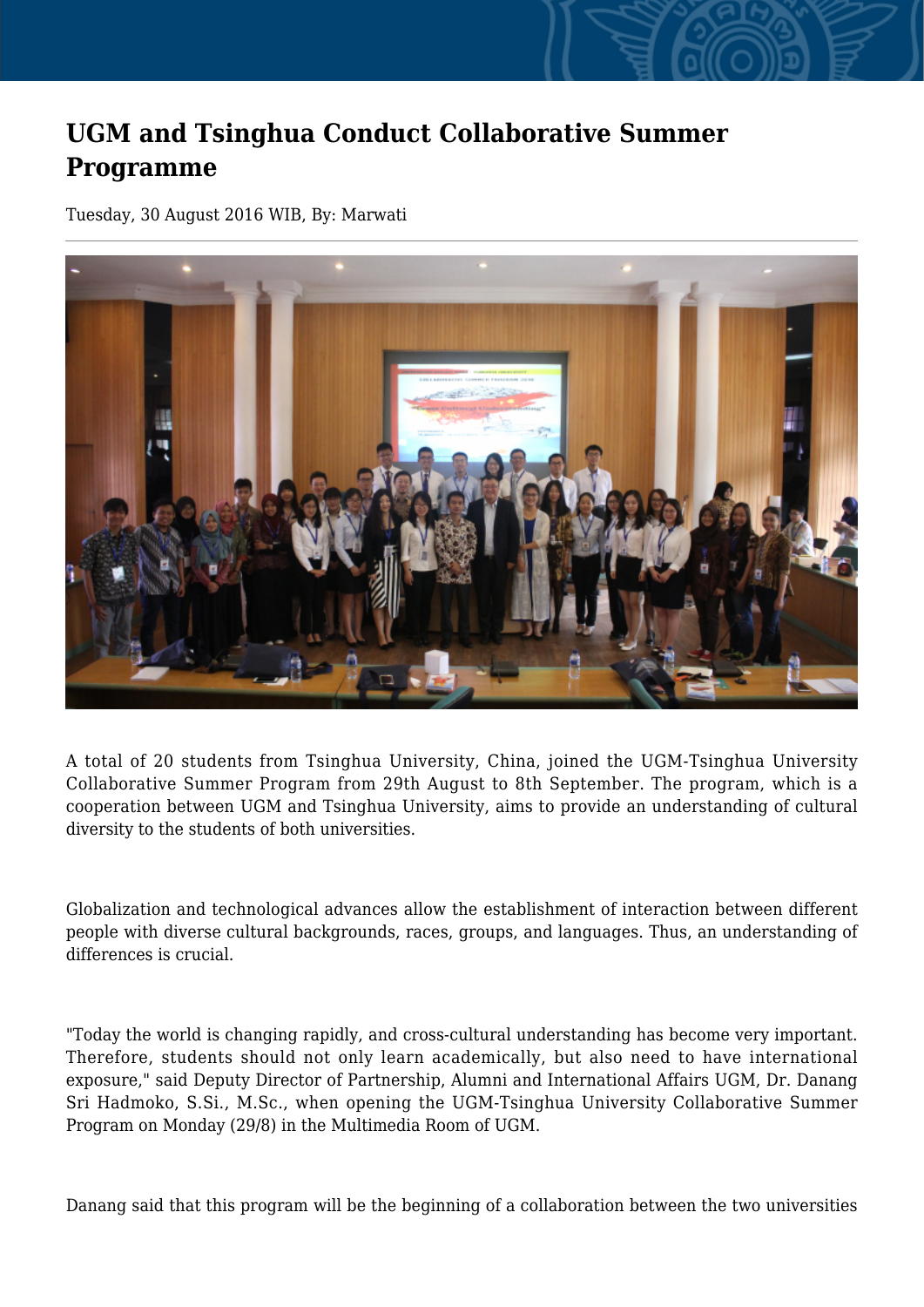# UGM and Tsinghua Conduct Collaborative Summer Programme

Tuesday, 30 August 2016 WIB, By: Marwati

A total of 20 students from Tsinghua University, China, joined the UGM-Tsinghua University Collaborative Summer Program from 29th August to 8th September. The program, which is a cooperation between UGM and Tsinghua University, aims to provide an understanding of cultural diversity to the students of both universities.

Globalization and technological advances allow the establishment of interaction between different people with diverse cultural backgrounds, races, groups, and languages. Thus, an understanding of differences is crucial.

"Today the world is changing rapidly, and cross-cultural understanding has become very important. Therefore, students should not only learn academically, but also need to have international exposure," said Deputy Director of Partnership, Alumni and International Affairs UGM, Dr. Danang Sri Hadmoko, S.Si., M.Sc., when opening the UGM-Tsinghua University Collaborative Summer Program on Monday (29/8) in the Multimedia Room of UGM.

Danang said that this program will be the beginning of a collaboration between the two universities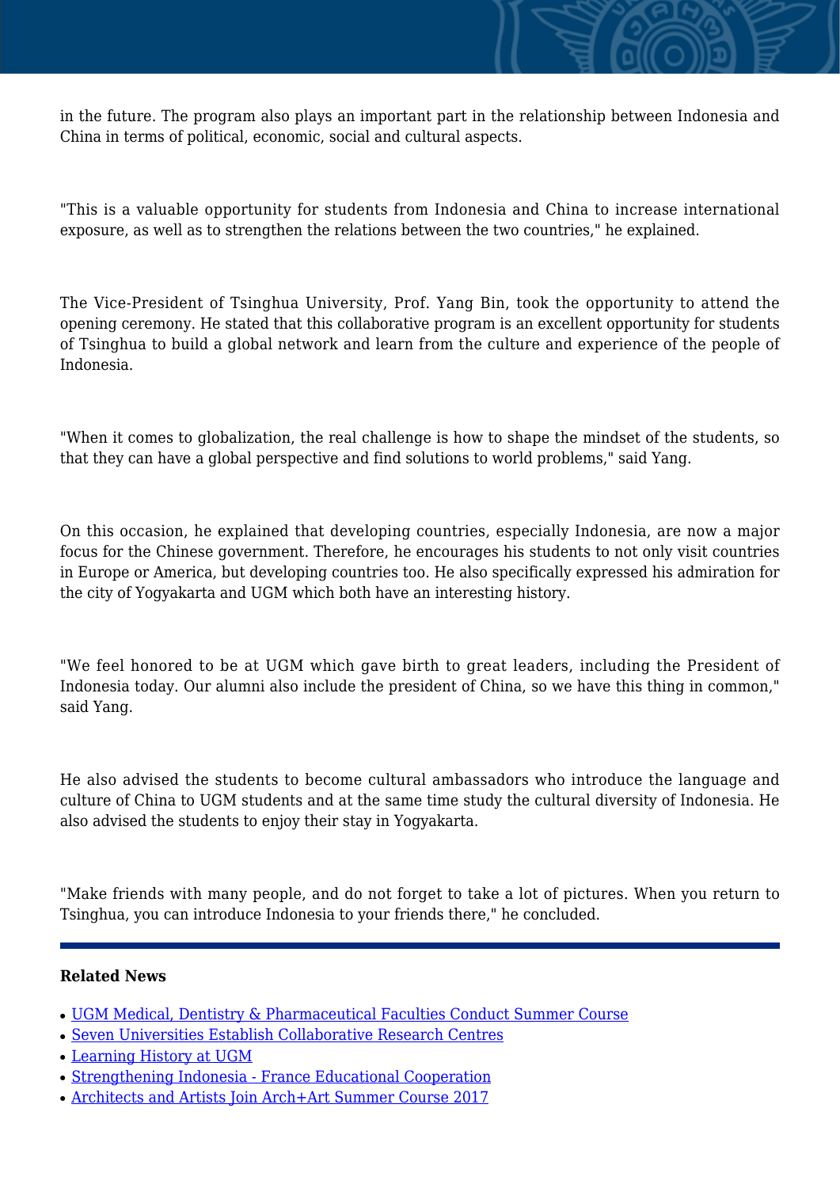in the future. The program also plays an important part in the relationship between Indonesia and China in terms of political, economic, social and cultural aspects.

"This is a valuable opportunity for students from Indonesia and China to increase international exposure, as well as to strengthen the relations between the two countries," he explained.

The Vice-President of Tsinghua University, Prof. Yang Bin, took the opportunity to attend the opening ceremony. He stated that this collaborative program is an excellent opportunity for students of Tsinghua to build a global network and learn from the culture and experience of the people of Indonesia.

"When it comes to globalization, the real challenge is how to shape the mindset of the students, so that they can have a global perspective and find solutions to world problems," said Yang.

On this occasion, he explained that developing countries, especially Indonesia, are now a major focus for the Chinese government. Therefore, he encourages his students to not only visit countries in Europe or America, but developing countries too. He also specifically expressed his admiration for the city of Yogyakarta and UGM which both have an interesting history.

"We feel honored to be at UGM which gave birth to great leaders, including the President of Indonesia today. Our alumni also include the president of China, so we have this thing in common," said Yang.

He also advised the students to become cultural ambassadors who introduce the language and culture of China to UGM students and at the same time study the cultural diversity of Indonesia. He also advised the students to enjoy their stay in Yogyakarta.

"Make friends with many people, and do not forget to take a lot of pictures. When you return to Tsinghua, you can introduce Indonesia to your friends there," he concluded.

---

**Related News**

- UGM Medical, Dentistry & Pharmaceutical Faculties Conduct Summer Course
- Seven Universities Establish Collaborative Research Centres
- Learning History at UGM
- Strengthening Indonesia - France Educational Cooperation
- Architects and Artists Join Arch+Art Summer Course 2017